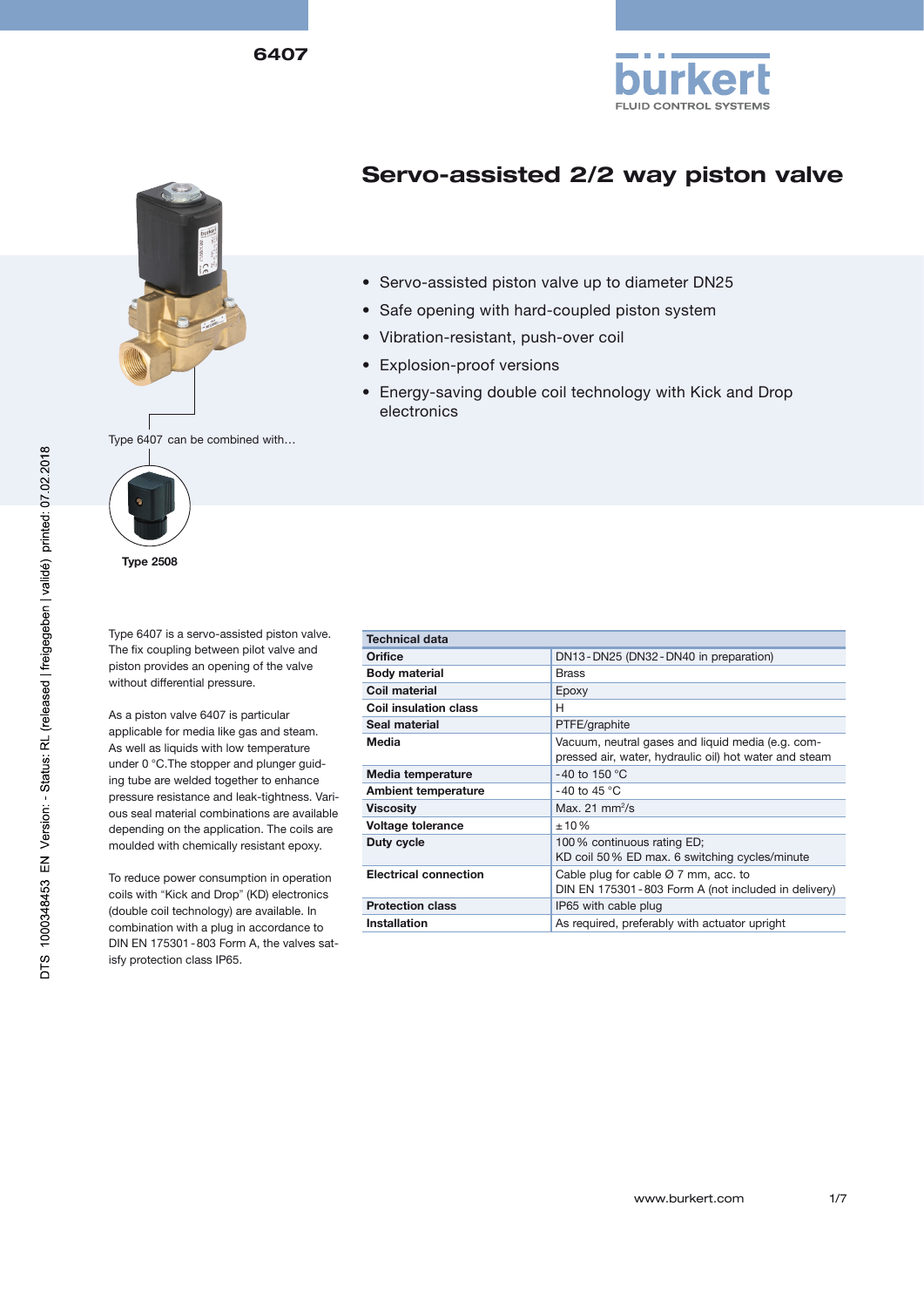# Servo-assisted 2/2 way piston valve

- Servo-assisted piston valve up to diameter DN25
- Safe opening with hard-coupled piston system
- Vibration-resistant, push-over coil
- Explosion-proof versions
- Energy-saving double coil technology with Kick and Drop electronics

Type 6407 can be combined with…

**Type 2508**

Type 6407 is a servo-assisted piston valve. The fix coupling between pilot valve and piston provides an opening of the valve without differential pressure.

As a piston valve 6407 is particular applicable for media like gas and steam. As well as liquids with low temperature under 0 °C.The stopper and plunger guiding tube are welded together to enhance pressure resistance and leak-tightness. Various seal material combinations are available depending on the application. The coils are moulded with chemically resistant epoxy.

To reduce power consumption in operation coils with “Kick and Drop” (KD) electronics (double coil technology) are available. In combination with a plug in accordance to DIN EN 175301 - 803 Form A, the valves satisfy protection class IP65.

| Technical data | |
|---|---|
| **Orifice** | DN13 - DN25 (DN32 - DN40 in preparation) |
| **Body material** | Brass |
| **Coil material** | Epoxy |
| **Coil insulation class** | H |
| **Seal material** | PTFE/graphite |
| **Media** | Vacuum, neutral gases and liquid media (e.g. compressed air, water, hydraulic oil) hot water and steam |
| **Media temperature** | -40 to 150 °C |
| **Ambient temperature** | -40 to 45 °C |
| **Viscosity** | Max. 21 mm²/s |
| **Voltage tolerance** | ±10 % |
| **Duty cycle** | 100 % continuous rating ED; KD coil 50 % ED max. 6 switching cycles/minute |
| **Electrical connection** | Cable plug for cable Ø 7 mm, acc. to DIN EN 175301 - 803 Form A (not included in delivery) |
| **Protection class** | IP65 with cable plug |
| **Installation** | As required, preferably with actuator upright |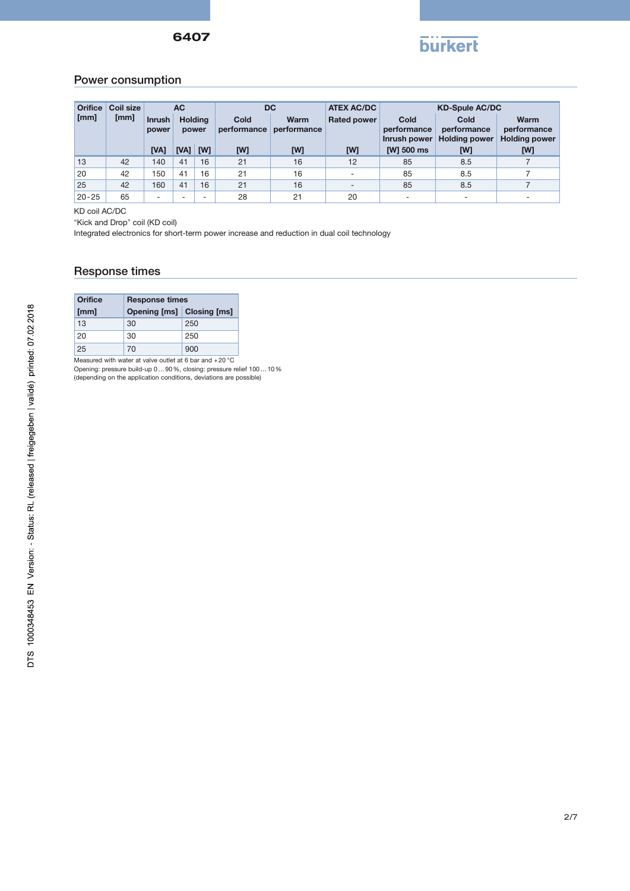## Power consumption

| Orifice [mm] | Coil size [mm] | AC | | | DC | | ATEX AC/DC | KD-Spule AC/DC | | |
|---|---|---|---|---|---|---|---|---|---|---|
| | | Inrush power | Holding power | | Cold performance | Warm performance | Rated power | Cold performance Inrush power | Cold performance Holding power | Warm performance Holding power |
| | | [VA] | [VA] | [W] | [W] | [W] | [W] | [W] 500 ms | [W] | [W] |
| 13 | 42 | 140 | 41 | 16 | 21 | 16 | 12 | 85 | 8.5 | 7 |
| 20 | 42 | 150 | 41 | 16 | 21 | 16 | - | 85 | 8.5 | 7 |
| 25 | 42 | 160 | 41 | 16 | 21 | 16 | - | 85 | 8.5 | 7 |
| 20-25 | 65 | - | - | - | 28 | 21 | 20 | - | - | - |

KD coil AC/DC

"Kick and Drop" coil (KD coil)

Integrated electronics for short-term power increase and reduction in dual coil technology

## Response times

| Orifice [mm] | Response times Opening [ms] | Closing [ms] |
|---|---|---|
| 13 | 30 | 250 |
| 20 | 30 | 250 |
| 25 | 70 | 900 |

Measured with water at valve outlet at 6 bar and +20 °C

Opening: pressure build-up 0…90 %, closing: pressure relief 100…10 %

(depending on the application conditions, deviations are possible)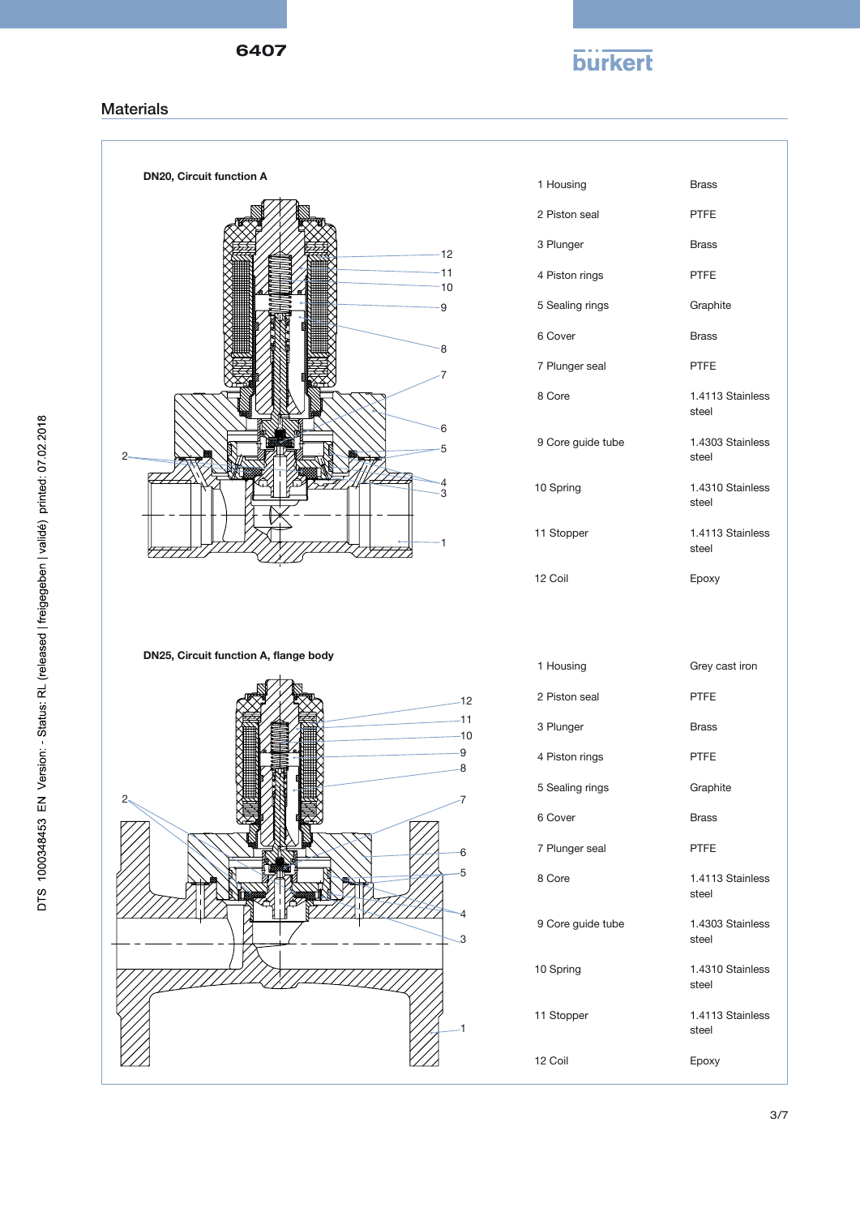## Materials

**DN20, Circuit function A**

| No. | Part | Material |
|---|---|---|
| 1 | Housing | Brass |
| 2 | Piston seal | PTFE |
| 3 | Plunger | Brass |
| 4 | Piston rings | PTFE |
| 5 | Sealing rings | Graphite |
| 6 | Cover | Brass |
| 7 | Plunger seal | PTFE |
| 8 | Core | 1.4113 Stainless steel |
| 9 | Core guide tube | 1.4303 Stainless steel |
| 10 | Spring | 1.4310 Stainless steel |
| 11 | Stopper | 1.4113 Stainless steel |
| 12 | Coil | Epoxy |

**DN25, Circuit function A, flange body**

| No. | Part | Material |
|---|---|---|
| 1 | Housing | Grey cast iron |
| 2 | Piston seal | PTFE |
| 3 | Plunger | Brass |
| 4 | Piston rings | PTFE |
| 5 | Sealing rings | Graphite |
| 6 | Cover | Brass |
| 7 | Plunger seal | PTFE |
| 8 | Core | 1.4113 Stainless steel |
| 9 | Core guide tube | 1.4303 Stainless steel |
| 10 | Spring | 1.4310 Stainless steel |
| 11 | Stopper | 1.4113 Stainless steel |
| 12 | Coil | Epoxy |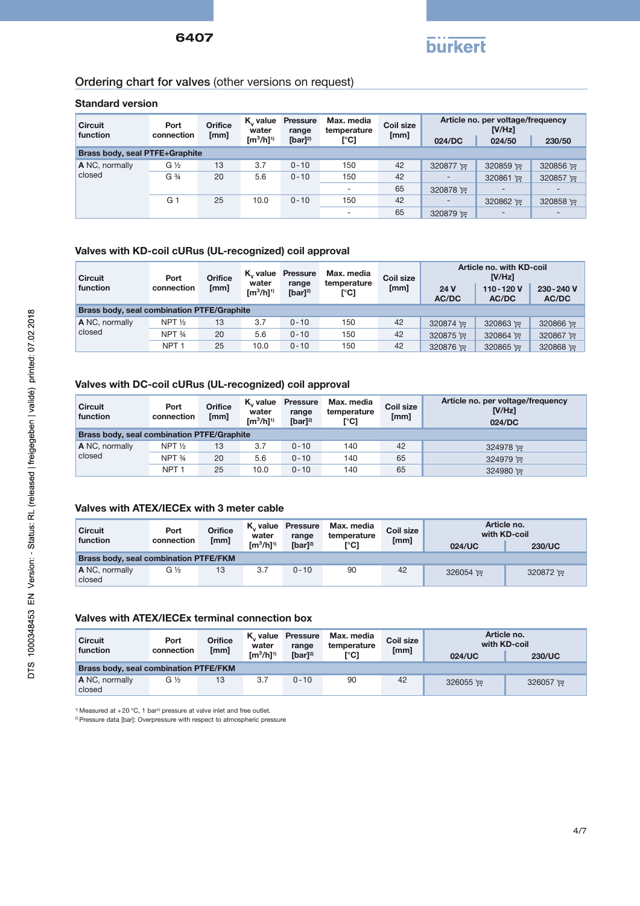## Ordering chart for valves (other versions on request)

### Standard version

| Circuit function | Port connection | Orifice [mm] | $K_v$ value water [m³/h][1] | Pressure range [bar][2] | Max. media temperature [°C] | Coil size [mm] | Article no. per voltage/frequency [V/Hz] | | |
|---|---|---|---|---|---|---|---|---|---|
| | | | | | | | 024/DC | 024/50 | 230/50 |
| **Brass body, seal PTFE+Graphite** | | | | | | | | | |
| **A** NC, normally closed | G ½ | 13 | 3.7 | 0 - 10 | 150 | 42 | 320877 | 320859 | 320856 |
| | G ¾ | 20 | 5.6 | 0 - 10 | 150 | 42 | - | 320861 | 320857 |
| | | | | | - | 65 | 320878 | - | - |
| | G 1 | 25 | 10.0 | 0 - 10 | 150 | 42 | - | 320862 | 320858 |
| | | | | | - | 65 | 320879 | - | - |

### Valves with KD-coil cURus (UL-recognized) coil approval

| Circuit function | Port connection | Orifice [mm] | $K_v$ value water [m³/h][1] | Pressure range [bar][2] | Max. media temperature [°C] | Coil size [mm] | Article no. with KD-coil [V/Hz] | | |
|---|---|---|---|---|---|---|---|---|---|
| | | | | | | | 24 V AC/DC | 110 - 120 V AC/DC | 230 - 240 V AC/DC |
| **Brass body, seal combination PTFE/Graphite** | | | | | | | | | |
| **A** NC, normally closed | NPT ½ | 13 | 3.7 | 0 - 10 | 150 | 42 | 320874 | 320863 | 320866 |
| | NPT ¾ | 20 | 5.6 | 0 - 10 | 150 | 42 | 320875 | 320864 | 320867 |
| | NPT 1 | 25 | 10.0 | 0 - 10 | 150 | 42 | 320876 | 320865 | 320868 |

### Valves with DC-coil cURus (UL-recognized) coil approval

| Circuit function | Port connection | Orifice [mm] | $K_v$ value water [m³/h][1] | Pressure range [bar][2] | Max. media temperature [°C] | Coil size [mm] | Article no. per voltage/frequency [V/Hz] 024/DC |
|---|---|---|---|---|---|---|---|
| **Brass body, seal combination PTFE/Graphite** | | | | | | | |
| **A** NC, normally closed | NPT ½ | 13 | 3.7 | 0 - 10 | 140 | 42 | 324978 |
| | NPT ¾ | 20 | 5.6 | 0 - 10 | 140 | 65 | 324979 |
| | NPT 1 | 25 | 10.0 | 0 - 10 | 140 | 65 | 324980 |

### Valves with ATEX/IECEx with 3 meter cable

| Circuit function | Port connection | Orifice [mm] | $K_v$ value water [m³/h][1] | Pressure range [bar][2] | Max. media temperature [°C] | Coil size [mm] | Article no. with KD-coil | |
|---|---|---|---|---|---|---|---|---|
| | | | | | | | 024/UC | 230/UC |
| **Brass body, seal combination PTFE/FKM** | | | | | | | | |
| **A** NC, normally closed | G ½ | 13 | 3.7 | 0 - 10 | 90 | 42 | 326054 | 320872 |

### Valves with ATEX/IECEx terminal connection box

| Circuit function | Port connection | Orifice [mm] | $K_v$ value water [m³/h][1] | Pressure range [bar][2] | Max. media temperature [°C] | Coil size [mm] | Article no. with KD-coil | |
|---|---|---|---|---|---|---|---|---|
| | | | | | | | 024/UC | 230/UC |
| **Brass body, seal combination PTFE/FKM** | | | | | | | | |
| **A** NC, normally closed | G ½ | 13 | 3.7 | 0 - 10 | 90 | 42 | 326055 | 326057 |

[1] Measured at +20 °C, 1 bar[2] pressure at valve inlet and free outlet.
[2] Pressure data [bar]: Overpressure with respect to atmospheric pressure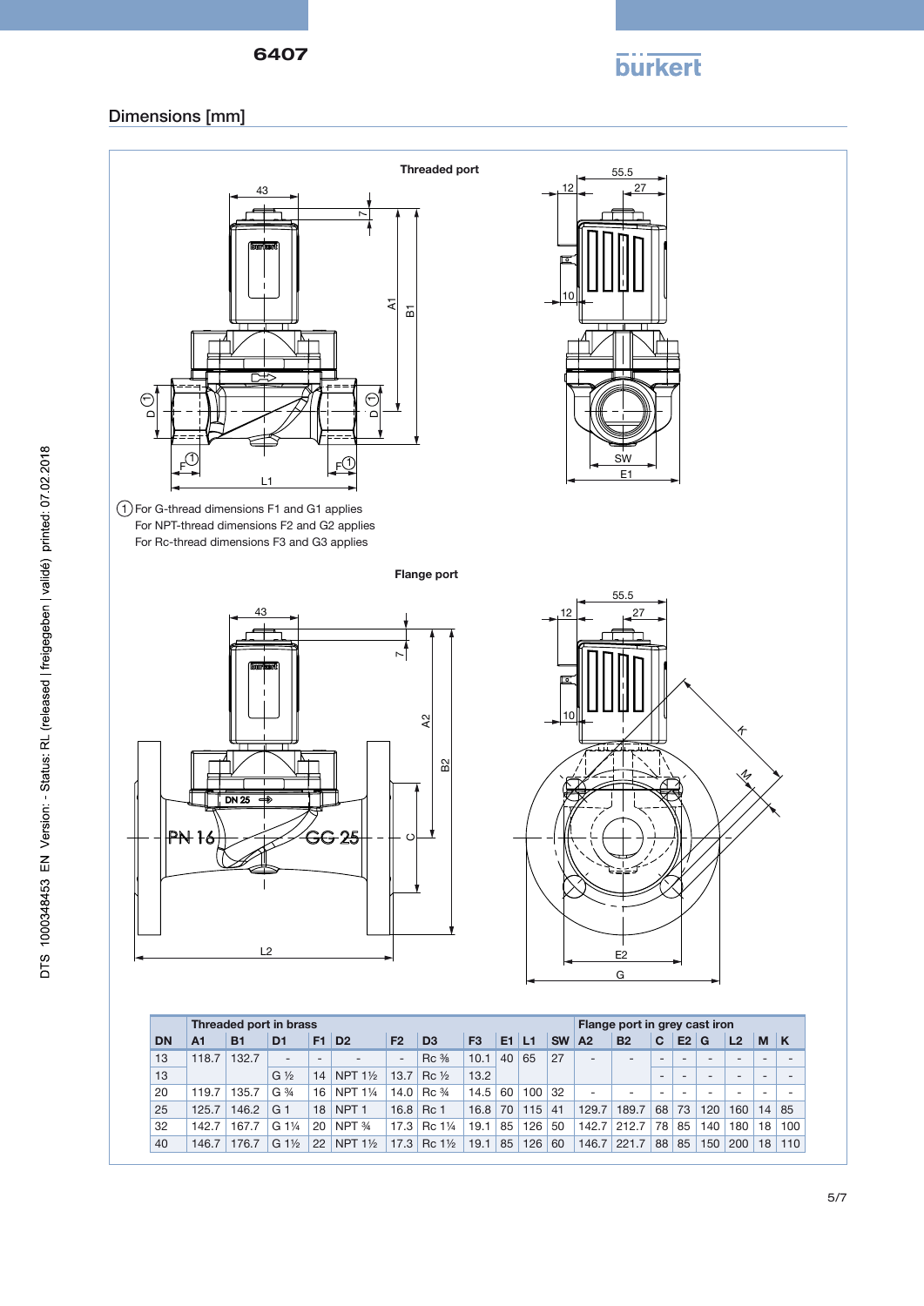## Dimensions [mm]

**Threaded port**

(1) For G-thread dimensions F1 and G1 applies
For NPT-thread dimensions F2 and G2 applies
For Rc-thread dimensions F3 and G3 applies

**Flange port**

| | Threaded port in brass | | | | | | | | | | | | Flange port in grey cast iron | | | | | | | | |
|---|---|---|---|---|---|---|---|---|---|---|---|---|---|---|---|---|---|---|---|---|---|
| DN | A1 | B1 | D1 | F1 | D2 | F2 | D3 | F3 | E1 | L1 | SW | A2 | B2 | C | E2 | G | L2 | M | K |
| 13 | 118.7 | 132.7 | - | - | - | - | Rc ⅜ | 10.1 | 40 | 65 | 27 | - | - | - | - | - | - | - | - |
| 13 | | | G ½ | 14 | NPT 1½ | 13.7 | Rc ½ | 13.2 | | | | | | - | - | - | - | - | - |
| 20 | 119.7 | 135.7 | G ¾ | 16 | NPT 1¼ | 14.0 | Rc ¾ | 14.5 | 60 | 100 | 32 | - | - | - | - | - | - | - | - |
| 25 | 125.7 | 146.2 | G 1 | 18 | NPT 1 | 16.8 | Rc 1 | 16.8 | 70 | 115 | 41 | 129.7 | 189.7 | 68 | 73 | 120 | 160 | 14 | 85 |
| 32 | 142.7 | 167.7 | G 1¼ | 20 | NPT ¾ | 17.3 | Rc 1¼ | 19.1 | 85 | 126 | 50 | 142.7 | 212.7 | 78 | 85 | 140 | 180 | 18 | 100 |
| 40 | 146.7 | 176.7 | G 1½ | 22 | NPT 1½ | 17.3 | Rc 1½ | 19.1 | 85 | 126 | 60 | 146.7 | 221.7 | 88 | 85 | 150 | 200 | 18 | 110 |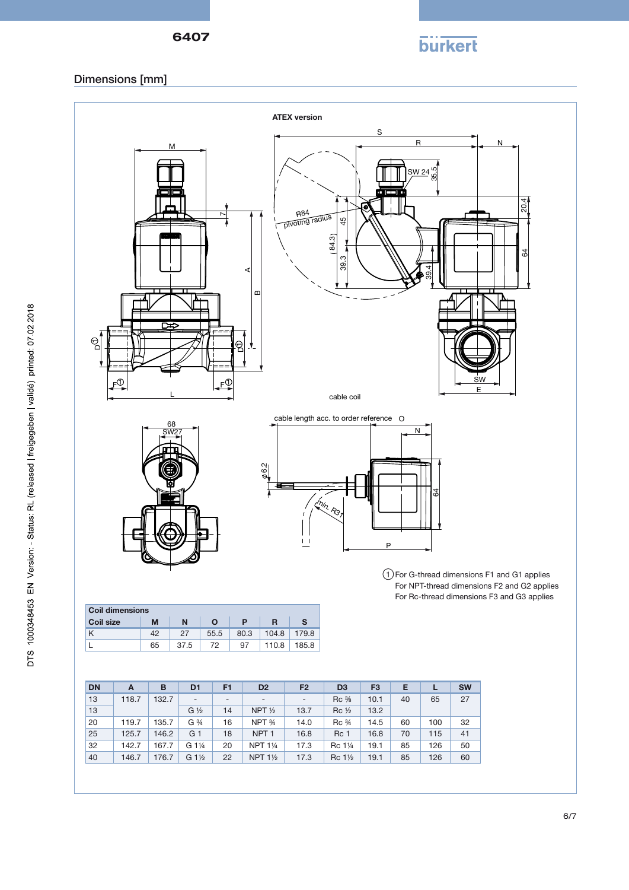## Dimensions [mm]

**ATEX version**

cable coil

cable length acc. to order reference O

① For G-thread dimensions F1 and G1 applies
For NPT-thread dimensions F2 and G2 applies
For Rc-thread dimensions F3 and G3 applies

| Coil dimensions | | | | | | |
|---|---|---|---|---|---|---|
| **Coil size** | **M** | **N** | **O** | **P** | **R** | **S** |
| K | 42 | 27 | 55.5 | 80.3 | 104.8 | 179.8 |
| L | 65 | 37.5 | 72 | 97 | 110.8 | 185.8 |

| DN | A | B | D1 | F1 | D2 | F2 | D3 | F3 | E | L | SW |
|---|---|---|---|---|---|---|---|---|---|---|---|
| 13 | 118.7 | 132.7 | - | - | - | - | Rc ⅜ | 10.1 | 40 | 65 | 27 |
| 13 | | | G ½ | 14 | NPT ½ | 13.7 | Rc ½ | 13.2 | | | |
| 20 | 119.7 | 135.7 | G ¾ | 16 | NPT ¾ | 14.0 | Rc ¾ | 14.5 | 60 | 100 | 32 |
| 25 | 125.7 | 146.2 | G 1 | 18 | NPT 1 | 16.8 | Rc 1 | 16.8 | 70 | 115 | 41 |
| 32 | 142.7 | 167.7 | G 1¼ | 20 | NPT 1¼ | 17.3 | Rc 1¼ | 19.1 | 85 | 126 | 50 |
| 40 | 146.7 | 176.7 | G 1½ | 22 | NPT 1½ | 17.3 | Rc 1½ | 19.1 | 85 | 126 | 60 |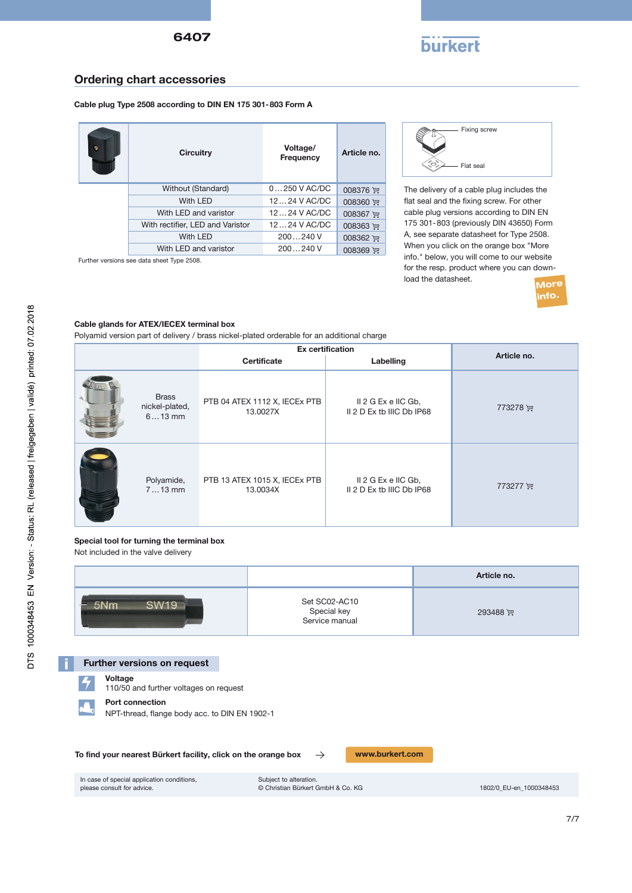## Ordering chart accessories

**Cable plug Type 2508 according to DIN EN 175 301-803 Form A**

| Circuitry | Voltage/ Frequency | Article no. |
|---|---|---|
| Without (Standard) | 0 … 250 V AC/DC | 008376 |
| With LED | 12 … 24 V AC/DC | 008360 |
| With LED and varistor | 12 … 24 V AC/DC | 008367 |
| With rectifier, LED and Varistor | 12 … 24 V AC/DC | 008363 |
| With LED | 200 … 240 V | 008362 |
| With LED and varistor | 200 … 240 V | 008369 |

Further versions see data sheet Type 2508.

Fixing screw

Flat seal

The delivery of a cable plug includes the flat seal and the fixing screw. For other cable plug versions according to DIN EN 175 301-803 (previously DIN 43650) Form A, see separate datasheet for Type 2508. When you click on the orange box "More info." below, you will come to our website for the resp. product where you can download the datasheet.

More info.

**Cable glands for ATEX/IECEX terminal box**

Polyamid version part of delivery / brass nickel-plated orderable for an additional charge

| | Ex certification | | Article no. |
|---|---|---|---|
| | Certificate | Labelling | |
| Brass nickel-plated, 6 … 13 mm | PTB 04 ATEX 1112 X, IECEx PTB 13.0027X | II 2 G Ex e IIC Gb, II 2 D Ex tb IIIC Db IP68 | 773278 |
| Polyamide, 7 … 13 mm | PTB 13 ATEX 1015 X, IECEx PTB 13.0034X | II 2 G Ex e IIC Gb, II 2 D Ex tb IIIC Db IP68 | 773277 |

**Special tool for turning the terminal box**

Not included in the valve delivery

| | | Article no. |
|---|---|---|
| 5Nm SW19 | Set SC02-AC10<br>Special key<br>Service manual | 293488 |

### Further versions on request

**Voltage**
110/50 and further voltages on request

**Port connection**
NPT-thread, flange body acc. to DIN EN 1902-1

**To find your nearest Bürkert facility, click on the orange box** → **www.burkert.com**

In case of special application conditions, please consult for advice.

Subject to alteration.
© Christian Bürkert GmbH & Co. KG

1802/0_EU-en_1000348453